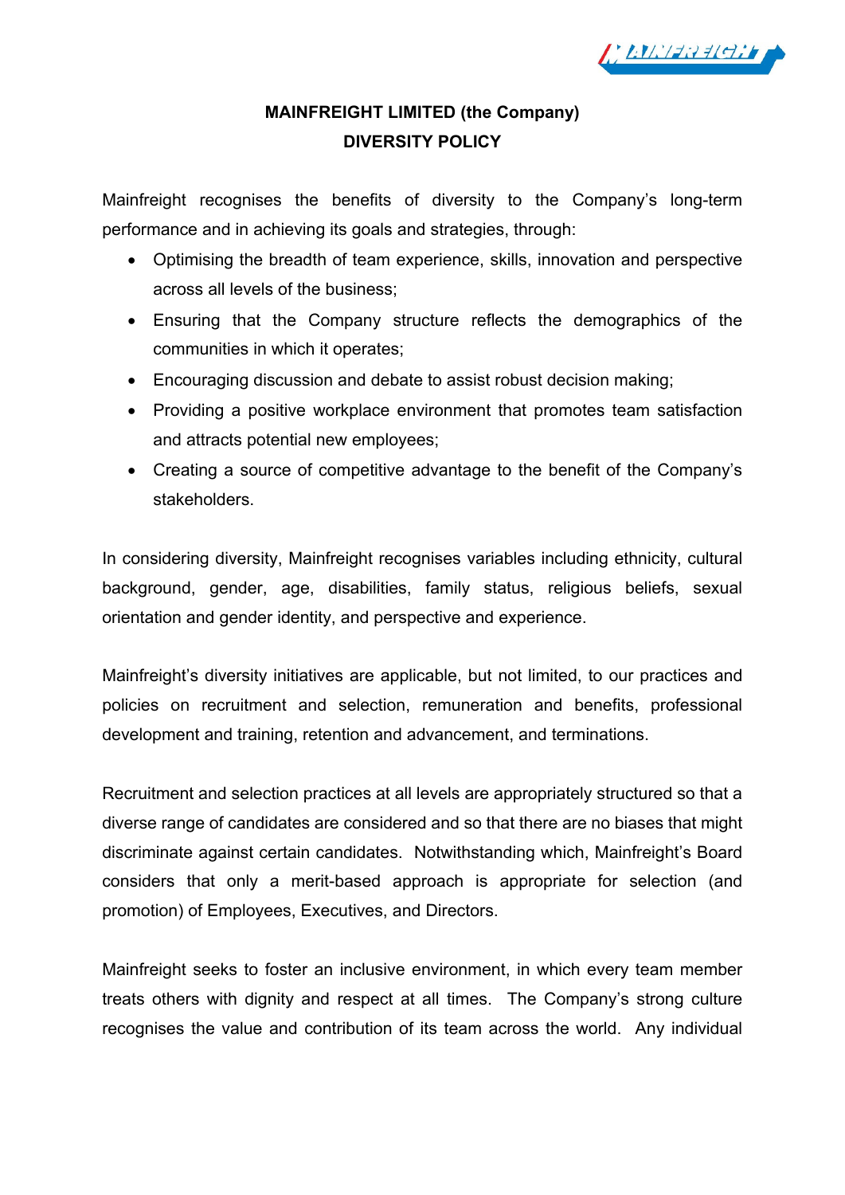# MAINFREIGHT LIMITED (the Company)
## DIVERSITY POLICY

Mainfreight recognises the benefits of diversity to the Company's long-term performance and in achieving its goals and strategies, through:

- Optimising the breadth of team experience, skills, innovation and perspective across all levels of the business;
- Ensuring that the Company structure reflects the demographics of the communities in which it operates;
- Encouraging discussion and debate to assist robust decision making;
- Providing a positive workplace environment that promotes team satisfaction and attracts potential new employees;
- Creating a source of competitive advantage to the benefit of the Company's stakeholders.

In considering diversity, Mainfreight recognises variables including ethnicity, cultural background, gender, age, disabilities, family status, religious beliefs, sexual orientation and gender identity, and perspective and experience.

Mainfreight's diversity initiatives are applicable, but not limited, to our practices and policies on recruitment and selection, remuneration and benefits, professional development and training, retention and advancement, and terminations.

Recruitment and selection practices at all levels are appropriately structured so that a diverse range of candidates are considered and so that there are no biases that might discriminate against certain candidates. Notwithstanding which, Mainfreight's Board considers that only a merit-based approach is appropriate for selection (and promotion) of Employees, Executives, and Directors.

Mainfreight seeks to foster an inclusive environment, in which every team member treats others with dignity and respect at all times. The Company's strong culture recognises the value and contribution of its team across the world. Any individual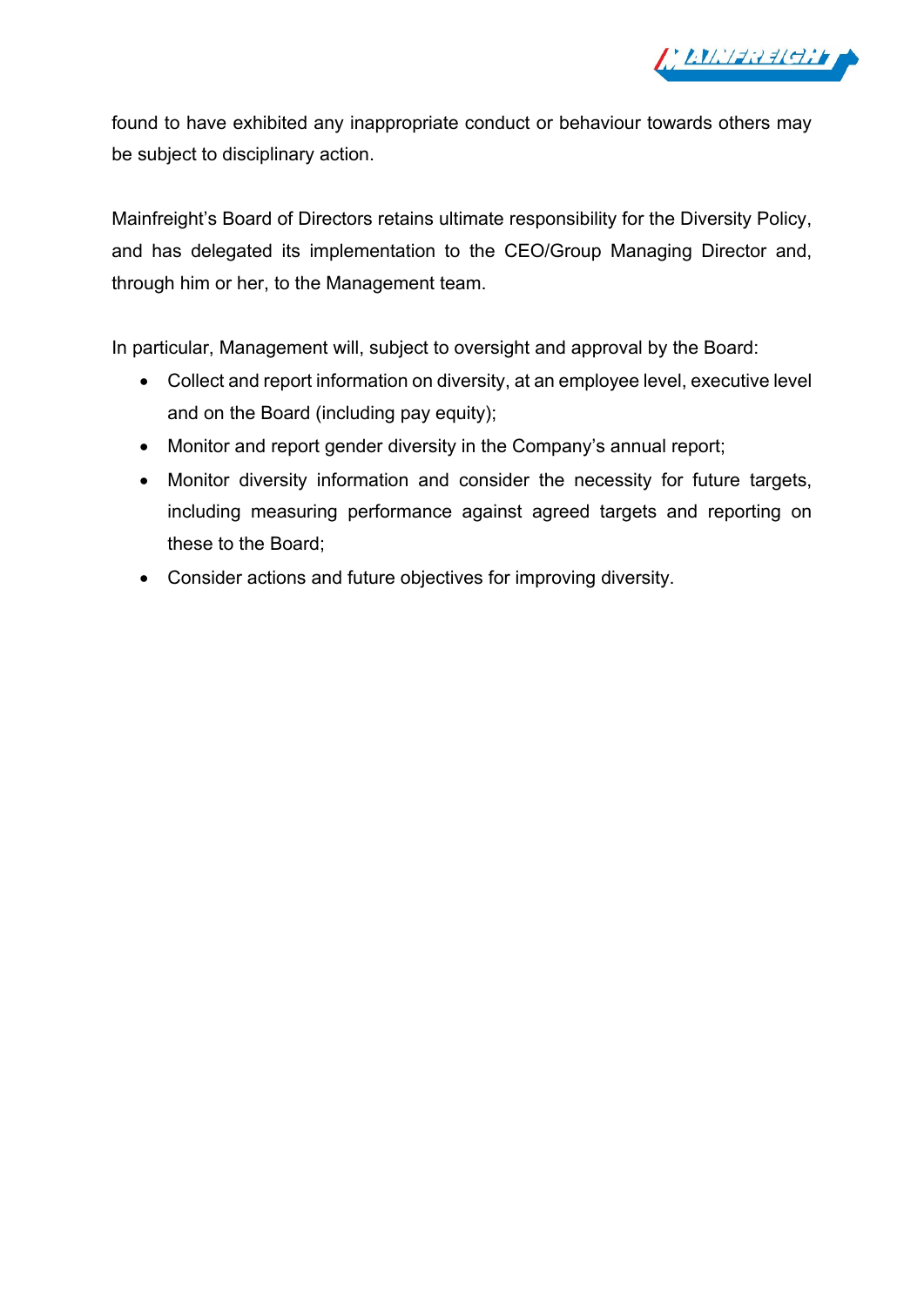found to have exhibited any inappropriate conduct or behaviour towards others may be subject to disciplinary action.

Mainfreight's Board of Directors retains ultimate responsibility for the Diversity Policy, and has delegated its implementation to the CEO/Group Managing Director and, through him or her, to the Management team.

In particular, Management will, subject to oversight and approval by the Board:

- Collect and report information on diversity, at an employee level, executive level and on the Board (including pay equity);
- Monitor and report gender diversity in the Company's annual report;
- Monitor diversity information and consider the necessity for future targets, including measuring performance against agreed targets and reporting on these to the Board;
- Consider actions and future objectives for improving diversity.